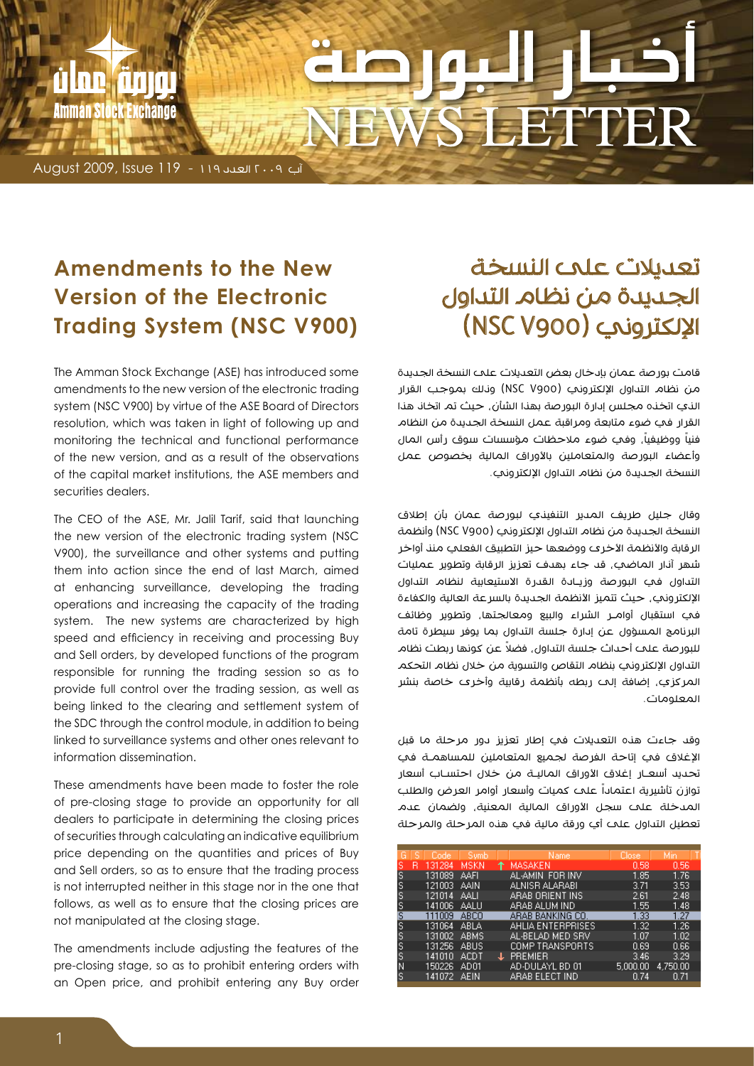# أخبار البورصة NEWS LETTER

August 2009, Issue 119 - آب ٢٠٠٩ العدد ١١٩

## Amendments to the New Version of the Electronic Trading System (NSC V900)

The Amman Stock Exchange (ASE) has introduced some amendments to the new version of the electronic trading system (NSC V900) by virtue of the ASE Board of Directors resolution, which was taken in light of following up and monitoring the technical and functional performance of the new version, and as a result of the observations of the capital market institutions, the ASE members and securities dealers.

The CEO of the ASE, Mr. Jalil Tarif, said that launching the new version of the electronic trading system (NSC V900), the surveillance and other systems and putting them into action since the end of last March, aimed at enhancing surveillance, developing the trading operations and increasing the capacity of the trading system. The new systems are characterized by high speed and efficiency in receiving and processing Buy and Sell orders, by developed functions of the program responsible for running the trading session so as to provide full control over the trading session, as well as being linked to the clearing and settlement system of the SDC through the control module, in addition to being linked to surveillance systems and other ones relevant to information dissemination.

These amendments have been made to foster the role of pre-closing stage to provide an opportunity for all dealers to participate in determining the closing prices of securities through calculating an indicative equilibrium price depending on the quantities and prices of Buy and Sell orders, so as to ensure that the trading process is not interrupted neither in this stage nor in the one that follows, as well as to ensure that the closing prices are not manipulated at the closing stage.

The amendments include adjusting the features of the pre-closing stage, so as to prohibit entering orders with an Open price, and prohibit entering any Buy order

## تعديلات على النسخة الجديدة من نظام التداول الإلكتروني (NSC V900)

قامت بورصة عمان بإدخال بعض التعديلات على النسخة الجديدة من نظام التداول الإلكتروني (NSC V900) وذلك بموجب القرار الذي اتخذه مجلس إدارة البورصة بهذا الشأن، حيث تم اتخاذ هذا القرار في ضوء متابعة ومراقبة عمل النسخة الجديدة من النظام فنياً ووظيفياً، وفي ضوء ملاحظات مؤسسات سوق رأس المال وأعضاء البورصة والمتعاملين بالأوراق المالية بخصوص عمل النسخة الجديدة من نظام التداول الإلكتروني.

وقال جليل طريف المدير التنفيذي لبورصة عمان بأن إطلاق النسخة الجديدة من نظام التداول الإلكتروني (NSC V900) وأنظمة الرقابة والأنظمة الأخرى ووضعها حيز التطبيق الفعلي منذ أواخر شهر آذار الماضي، قد جاء بهدف تعزيز الرقابة وتطوير عمليات التداول في البورصة وزيادة القدرة الاستيعابية لنظام التداول الإلكتروني، حيث تتميز الأنظمة الجديدة بالسرعة العالية والكفاءة في استقبال أوامر الشراء والبيع ومعالجتها، وتطوير وظائف البرنامج المسؤول عن إدارة جلسة التداول بما يوفر سيطرة تامة للبورصة على أحداث جلسة التداول، فضلاً عن كونها ربطت نظام التداول الإلكتروني بنظام التقاص والتسوية من خلال نظام التحكم المركزي، إضافة إلى ربطه بأنظمة رقابية وأخرى خاصة بنشر المعلومات.

وقد جاءت هذه التعديلات في إطار تعزيز دور مرحلة ما قبل الإغلاق في إتاحة الفرصة لجميع المتعاملين للمساهمة في تحديد أسعار إغلاق الأوراق المالية من خلال احتساب أسعار توازن تأشيرية اعتماداً على كميات وأسعار أوامر العرض والطلب المدخلة على سجل الأوراق المالية المعنية، ولضمان عدم تعطيل التداول على أي ورقة مالية في هذه المرحلة والمرحلة

| G | S | Code | Symb | | Name | Close | Min |
|---|---|---|---|---|---|---|---|
| S | R | 131284 | MSKN | ↑ | MASAKEN | 0.58 | 0.56 |
| S | | 131089 | AAFI | | AL-AMIN FOR INV | 1.85 | 1.76 |
| S | | 121003 | AAIN | | ALNISR ALARABI | 3.71 | 3.53 |
| S | | 121014 | AALI | | ARAB ORIENT INS | 2.61 | 2.48 |
| S | | 141006 | AALU | | ARAB ALUM IND | 1.55 | 1.48 |
| S | | 111009 | ABCO | | ARAB BANKING CO. | 1.33 | 1.27 |
| S | | 131064 | ABLA | | AHLIA ENTERPRISES | 1.32 | 1.26 |
| S | | 131002 | ABMS | | AL-BELAD MED SRV | 1.07 | 1.02 |
| S | | 131256 | ABUS | | COMP TRANSPORTS | 0.69 | 0.66 |
| S | | 141010 | ACDT | ↓ | PREMIER | 3.46 | 3.29 |
| N | | 150226 | AD01 | | AD-DULAYL BD 01 | 5,000.00 | 4,750.00 |
| S | | 141072 | AEIN | | ARAB ELECT IND | 0.74 | 0.71 |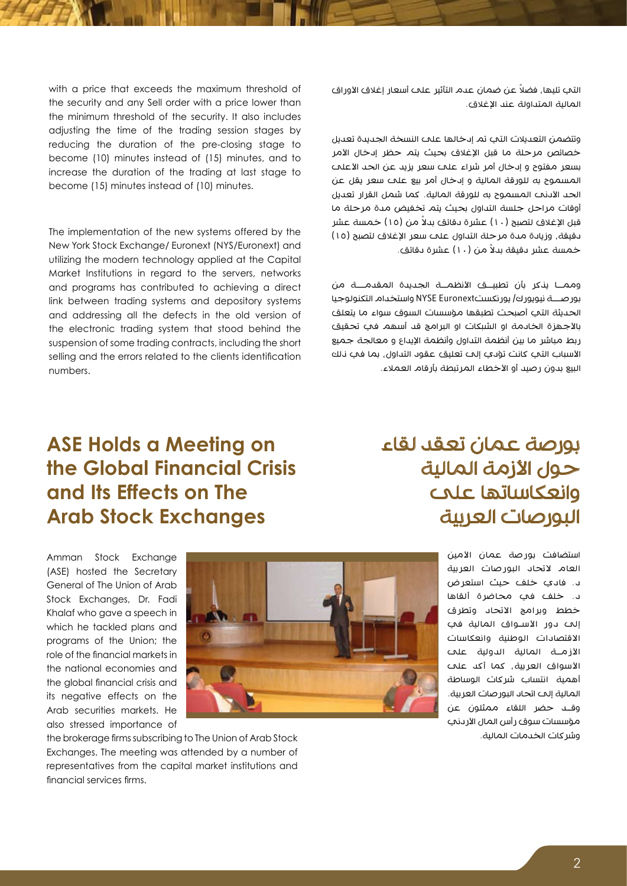التي تليها، فضلاً عن ضمان عدم التأثير على أسعار إغلاق الأوراق المالية المتداولة عند الإغلاق.

وتتضمن التعديلات التي تم إدخالها على النسخة الجديدة تعديل خصائص مرحلة ما قبل الإغلاق بحيث يتم حظر إدخال الأمر بسعر مفتوح و إدخال أمر شراء على سعر يزيد عن الحد الأعلى المسموح به للورقة المالية و إدخال أمر بيع على سعر يقل عن الحد الأدنى المسموح به للورقة المالية. كما شمل القرار تعديل أوقات مراحل جلسة التداول بحيث يتم تخفيض مدة مرحلة ما قبل الإغلاق لتصبح (١٠) عشرة دقائق بدلاً من (١٥) خمسة عشر دقيقة، وزيادة مدة مرحلة التداول على سعر الإغلاق لتصبح (١٥) خمسة عشر دقيقة بدلاً من (١٠) عشرة دقائق.

ومما يذكر بأن تطبيق الأنظمة الجديدة المقدمة من بورصة نيويورك/ يورنكستNYSE Euronext واستخدام التكنولوجيا الحديثة التي أصبحت تطبقها مؤسسات السوق سواء ما يتعلق بالأجهزة الخادمة او الشبكات او البرامج قد أسهم في تحقيق ربط مباشر ما بين أنظمة التداول وأنظمة الإيداع و معالجة جميع الأسباب التي كانت تؤدي إلى تعليق عقود التداول، بما في ذلك البيع بدون رصيد أو الأخطاء المرتبطة بأرقام العملاء.

with a price that exceeds the maximum threshold of the security and any Sell order with a price lower than the minimum threshold of the security. It also includes adjusting the time of the trading session stages by reducing the duration of the pre-closing stage to become (10) minutes instead of (15) minutes, and to increase the duration of the trading at last stage to become (15) minutes instead of (10) minutes.

The implementation of the new systems offered by the New York Stock Exchange/ Euronext (NYS/Euronext) and utilizing the modern technology applied at the Capital Market Institutions in regard to the servers, networks and programs has contributed to achieving a direct link between trading systems and depository systems and addressing all the defects in the old version of the electronic trading system that stood behind the suspension of some trading contracts, including the short selling and the errors related to the clients identification numbers.

## بورصة عمان تعقد لقاء حول الأزمة المالية وانعكاساتها على البورصات العربية

استضافت بورصة عمان الأمين العام لاتحاد البورصات العربية د. فادي خلف حيث استعرض د. خلف في محاضرة ألقاها خطط وبرامج الاتحاد وتطرق إلى دور الأسواق المالية في الاقتصادات الوطنية وانعكاسات الأزمة المالية الدولية على الأسواق العربية، كما أكد على أهمية انتساب شركات الوساطة المالية إلى اتحاد البورصات العربية. وقد حضر اللقاء ممثلون عن مؤسسات سوق رأس المال الأردني وشركات الخدمات المالية.

## ASE Holds a Meeting on the Global Financial Crisis and Its Effects on The Arab Stock Exchanges

Amman Stock Exchange (ASE) hosted the Secretary General of The Union of Arab Stock Exchanges, Dr. Fadi Khalaf who gave a speech in which he tackled plans and programs of the Union; the role of the financial markets in the national economies and the global financial crisis and its negative effects on the Arab securities markets. He also stressed importance of the brokerage firms subscribing to The Union of Arab Stock Exchanges. The meeting was attended by a number of representatives from the capital market institutions and financial services firms.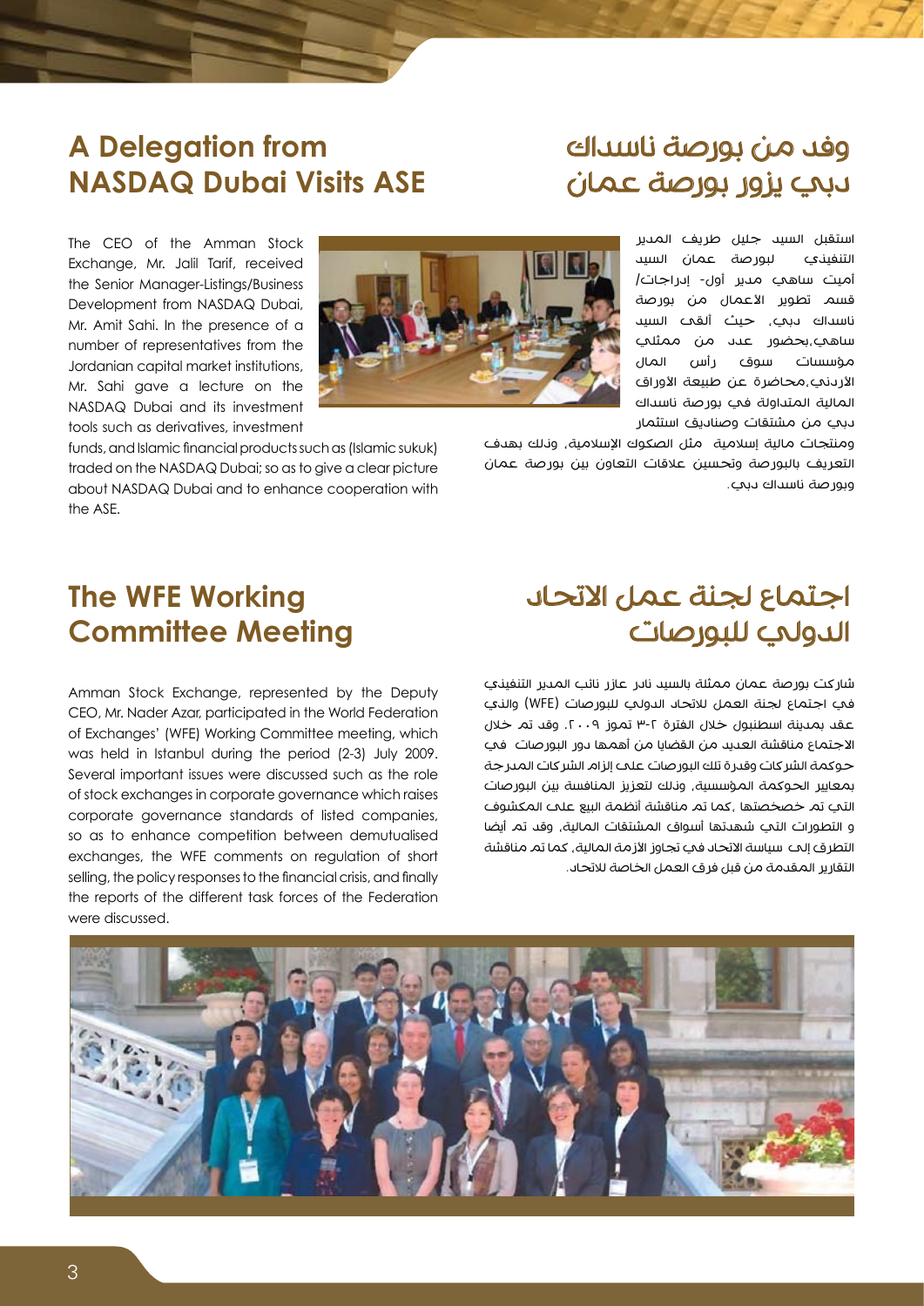## A Delegation from NASDAQ Dubai Visits ASE

The CEO of the Amman Stock Exchange, Mr. Jalil Tarif, received the Senior Manager-Listings/Business Development from NASDAQ Dubai, Mr. Amit Sahi. In the presence of a number of representatives from the Jordanian capital market institutions, Mr. Sahi gave a lecture on the NASDAQ Dubai and its investment tools such as derivatives, investment funds, and Islamic financial products such as (Islamic sukuk) traded on the NASDAQ Dubai; so as to give a clear picture about NASDAQ Dubai and to enhance cooperation with the ASE.

## وفد من بورصة ناسداك دبي يزور بورصة عمان

استقبل السيد جليل طريف المدير التنفيذي لبورصة عمان السيد أميت ساهي مدير أول- إدراجات/ قسم تطوير الاعمال من بورصة ناسداك دبي، حيث ألقى السيد ساهي،بحضور عدد من ممثلي مؤسسات سوق رأس المال الأردني،محاضرة عن طبيعة الأوراق المالية المتداولة في بورصة ناسداك دبي من مشتقات وصناديق استثمار ومنتجات مالية إسلامية مثل الصكوك الإسلامية، وذلك بهدف التعريف بالبورصة وتحسين علاقات التعاون بين بورصة عمان وبورصة ناسداك دبي.

## The WFE Working Committee Meeting

Amman Stock Exchange, represented by the Deputy CEO, Mr. Nader Azar, participated in the World Federation of Exchanges' (WFE) Working Committee meeting, which was held in Istanbul during the period (2-3) July 2009. Several important issues were discussed such as the role of stock exchanges in corporate governance which raises corporate governance standards of listed companies, so as to enhance competition between demutualised exchanges, the WFE comments on regulation of short selling, the policy responses to the financial crisis, and finally the reports of the different task forces of the Federation were discussed.

## اجتماع لجنة عمل الاتحاد الدولي للبورصات

شاركت بورصة عمان ممثلة بالسيد نادر عازر نائب المدير التنفيذي في اجتماع لجنة العمل للاتحاد الدولي للبورصات (WFE) والذي عقد بمدينة اسطنبول خلال الفترة ٢-٣ تموز ٢٠٠٩. وقد تم خلال الاجتماع مناقشة العديد من القضايا من أهمها دور البورصات في حوكمة الشركات وقدرة تلك البورصات على إلزام الشركات المدرجة بمعايير الحوكمة المؤسسية، وذلك لتعزيز المنافسة بين البورصات التي تم خصخصتها ،كما تم مناقشة أنظمة البيع على المكشوف و التطورات التي شهدتها أسواق المشتقات المالية، وقد تم أيضا التطرق إلى سياسة الاتحاد في تجاوز الأزمة المالية، كما تم مناقشة التقارير المقدمة من قبل فرق العمل الخاصة للاتحاد.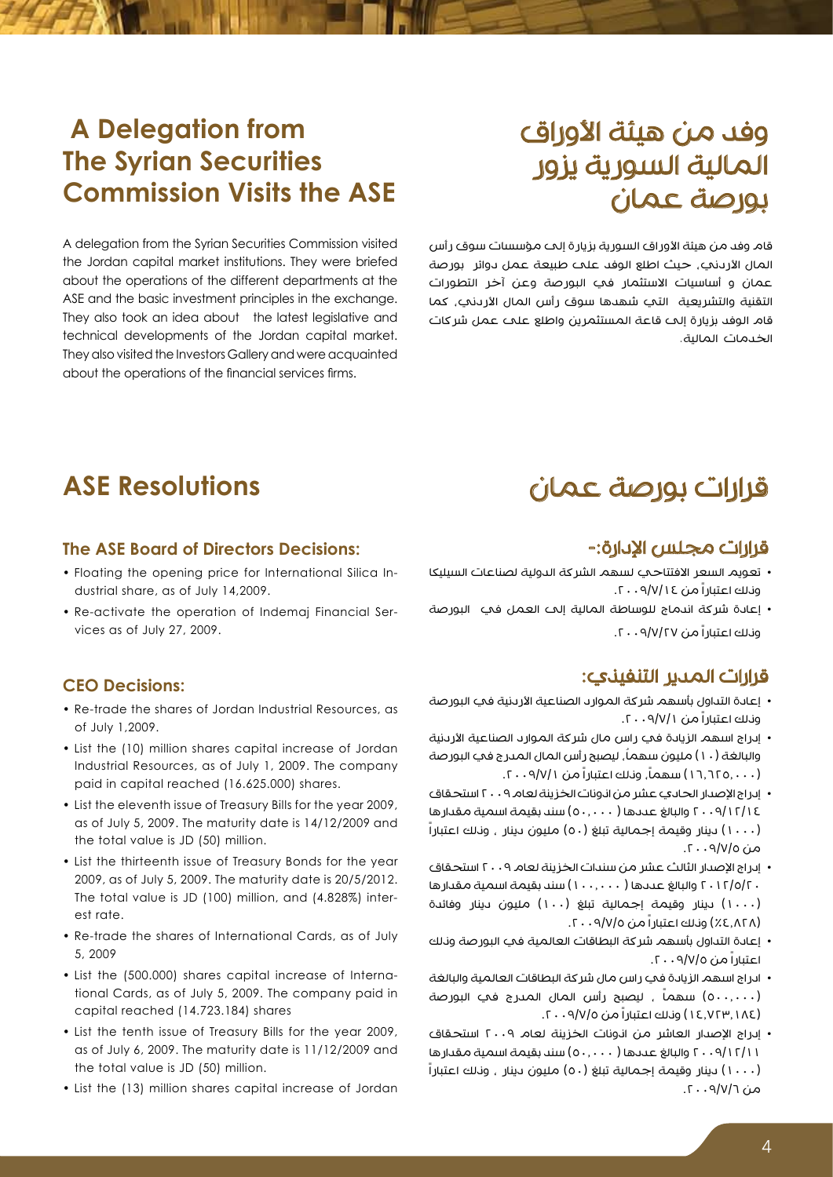# A Delegation from The Syrian Securities Commission Visits the ASE

A delegation from the Syrian Securities Commission visited the Jordan capital market institutions. They were briefed about the operations of the different departments at the ASE and the basic investment principles in the exchange. They also took an idea about the latest legislative and technical developments of the Jordan capital market. They also visited the Investors Gallery and were acquainted about the operations of the financial services firms.

# وفد من هيئة الأوراق المالية السورية يزور بورصة عمان

قام وفد من هيئة الأوراق السورية بزيارة إلى مؤسسات سوق رأس المال الأردني، حيث اطلع الوفد على طبيعة عمل دوائر بورصة عمان و أساسيات الاستثمار في البورصة وعن آخر التطورات التقنية والتشريعية التي شهدها سوق رأس المال الأردني، كما قام الوفد بزيارة إلى قاعة المستثمرين واطلع على عمل شركات الخدمات المالية.

# ASE Resolutions

### The ASE Board of Directors Decisions:

- Floating the opening price for International Silica Industrial share, as of July 14,2009.
- Re-activate the operation of Indemaj Financial Services as of July 27, 2009.

### CEO Decisions:

- Re-trade the shares of Jordan Industrial Resources, as of July 1,2009.
- List the (10) million shares capital increase of Jordan Industrial Resources, as of July 1, 2009. The company paid in capital reached (16.625.000) shares.
- List the eleventh issue of Treasury Bills for the year 2009, as of July 5, 2009. The maturity date is 14/12/2009 and the total value is JD (50) million.
- List the thirteenth issue of Treasury Bonds for the year 2009, as of July 5, 2009. The maturity date is 20/5/2012. The total value is JD (100) million, and (4.828%) interest rate.
- Re-trade the shares of International Cards, as of July 5, 2009
- List the (500.000) shares capital increase of International Cards, as of July 5, 2009. The company paid in capital reached (14.723.184) shares
- List the tenth issue of Treasury Bills for the year 2009, as of July 6, 2009. The maturity date is 11/12/2009 and the total value is JD (50) million.
- List the (13) million shares capital increase of Jordan

# قرارات بورصة عمان

### قرارات مجلس الإدارة:-

- تعويم السعر الافتتاحي لسهم الشركة الدولية لصناعات السيليكا وذلك اعتباراً من ٢٠٠٩/٧/١٤.
- إعادة شركة اندماج للوساطة المالية إلى العمل في البورصة وذلك اعتباراً من ٢٠٠٩/٧/٢٧.

### قرارات المدير التنفيذي:

- إعادة التداول بأسهم شركة الموارد الصناعية الأردنية في البورصة وذلك اعتباراً من ٢٠٠٩/٧/١.
- إدراج اسهم الزيادة في راس مال شركة الموارد الصناعية الأردنية والبالغة (١٠) مليون سهماً، ليصبح رأس المال المدرج في البورصة (١٦,٦٢٥,٠٠٠) سهماً، وذلك اعتباراً من ٢٠٠٩/٧/١.
- إدراج الإصدار الحادي عشر من اذونات الخزينة لعام ٢٠٠٩ استحقاق ٢٠٠٩/١٢/١٤ والبالغ عددها (٥٠,٠٠٠) سند بقيمة اسمية مقدارها (١٠٠٠) دينار وقيمة إجمالية تبلغ (٥٠) مليون دينار ، وذلك اعتباراً من ٢٠٠٩/٧/٥.
- إدراج الإصدار الثالث عشر من سندات الخزينة لعام ٢٠٠٩ استحقاق ٢٠١٢/٥/٢٠ والبالغ عددها (١٠٠,٠٠٠) سند بقيمة اسمية مقدارها (١٠٠٠) دينار وقيمة إجمالية تبلغ (١٠٠) مليون دينار وفائدة (٤,٨٢٨٪) وذلك اعتباراً من ٢٠٠٩/٧/٥.
- إعادة التداول بأسهم شركة البطاقات العالمية في البورصة وذلك اعتباراً من ٢٠٠٩/٧/٥.
- ادراج اسهم الزيادة في راس مال شركة البطاقات العالمية والبالغة (٥٠٠,٠٠٠) سهماً ، ليصبح رأس المال المدرج في البورصة (١٤,٧٢٣,١٨٤) وذلك اعتباراً من ٢٠٠٩/٧/٥.
- إدراج الإصدار العاشر من اذونات الخزينة لعام ٢٠٠٩ استحقاق ٢٠٠٩/١٢/١١ والبالغ عددها (٥٠,٠٠٠) سند بقيمة اسمية مقدارها (١٠٠٠) دينار وقيمة إجمالية تبلغ (٥٠) مليون دينار ، وذلك اعتباراً من ٢٠٠٩/٧/٦.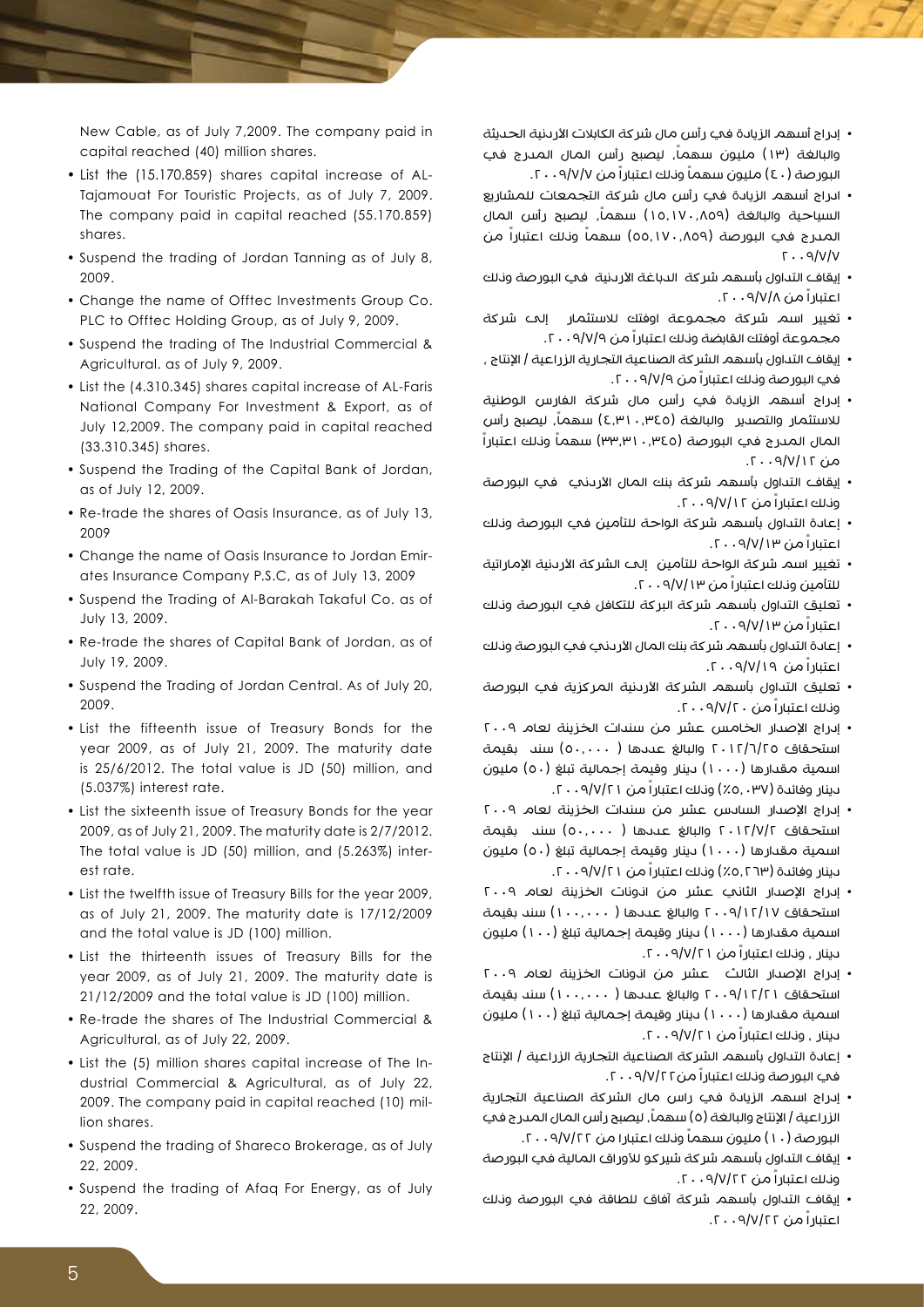New Cable, as of July 7,2009. The company paid in capital reached (40) million shares.

- List the (15.170.859) shares capital increase of AL-Tajamouat For Touristic Projects, as of July 7, 2009. The company paid in capital reached (55.170.859) shares.
- Suspend the trading of Jordan Tanning as of July 8, 2009.
- Change the name of Offtec Investments Group Co. PLC to Offtec Holding Group, as of July 9, 2009.
- Suspend the trading of The Industrial Commercial & Agricultural. as of July 9, 2009.
- List the (4.310.345) shares capital increase of AL-Faris National Company For Investment & Export, as of July 12,2009. The company paid in capital reached (33.310.345) shares.
- Suspend the Trading of the Capital Bank of Jordan, as of July 12, 2009.
- Re-trade the shares of Oasis Insurance, as of July 13, 2009
- Change the name of Oasis Insurance to Jordan Emirates Insurance Company P.S.C, as of July 13, 2009
- Suspend the Trading of Al-Barakah Takaful Co. as of July 13, 2009.
- Re-trade the shares of Capital Bank of Jordan, as of July 19, 2009.
- Suspend the Trading of Jordan Central. As of July 20, 2009.
- List the fifteenth issue of Treasury Bonds for the year 2009, as of July 21, 2009. The maturity date is 25/6/2012. The total value is JD (50) million, and (5.037%) interest rate.
- List the sixteenth issue of Treasury Bonds for the year 2009, as of July 21, 2009. The maturity date is 2/7/2012. The total value is JD (50) million, and (5.263%) interest rate.
- List the twelfth issue of Treasury Bills for the year 2009, as of July 21, 2009. The maturity date is 17/12/2009 and the total value is JD (100) million.
- List the thirteenth issues of Treasury Bills for the year 2009, as of July 21, 2009. The maturity date is 21/12/2009 and the total value is JD (100) million.
- Re-trade the shares of The Industrial Commercial & Agricultural, as of July 22, 2009.
- List the (5) million shares capital increase of The Industrial Commercial & Agricultural, as of July 22, 2009. The company paid in capital reached (10) million shares.
- Suspend the trading of Shareco Brokerage, as of July 22, 2009.
- Suspend the trading of Afaq For Energy, as of July 22, 2009.

- إدراج أسهم الزيادة في رأس مال شركة الكابلات الأردنية الحديثة والبالغة (١٣) مليون سهماً، ليصبح رأس المال المدرج في البورصة (٤٠) مليون سهماً وذلك اعتباراً من ٢٠٠٩/٧/٧.
- ادراج أسهم الزيادة في رأس مال شركة التجمعات للمشاريع السياحية والبالغة (١٥,١٧٠,٨٥٩) سهماً، ليصبح رأس المال المدرج في البورصة (٥٥,١٧٠,٨٥٩) سهماً وذلك اعتباراً من ٢٠٠٩/٧/٧
- إيقاف التداول بأسهم شركة الدباغة الأردنية في البورصة وذلك اعتباراً من ٢٠٠٩/٧/٨.
- تغيير اسم شركة مجموعة اوفتك للاستثمار إلى شركة مجموعة أوفتك القابضة وذلك اعتباراً من ٢٠٠٩/٧/٩.
- إيقاف التداول بأسهم الشركة الصناعية التجارية الزراعية / الإنتاج ، في البورصة وذلك اعتباراً من ٢٠٠٩/٧/٩.
- إدراج أسهم الزيادة في رأس مال شركة الفارس الوطنية للاستثمار والتصدير والبالغة (٤,٣١٠,٣٤٥) سهماً، ليصبح رأس المال المدرج في البورصة (٣٣,٣١٠,٣٤٥) سهماً وذلك اعتباراً من ٢٠٠٩/٧/١٢.
- إيقاف التداول بأسهم شركة بنك المال الأردني في البورصة وذلك اعتباراً من ٢٠٠٩/٧/١٢.
- إعادة التداول بأسهم شركة الواحة للتأمين في البورصة وذلك اعتباراً من ٢٠٠٩/٧/١٣.
- تغيير اسم شركة الواحة للتأمين إلى الشركة الأردنية الإماراتية للتأمين وذلك اعتباراً من ٢٠٠٩/٧/١٣.
- تعليق التداول بأسهم شركة البركة للتكافل في البورصة وذلك اعتباراً من ٢٠٠٩/٧/١٣.
- إعادة التداول بأسهم شركة بنك المال الأردني في البورصة وذلك اعتباراً من ٢٠٠٩/٧/١٩.
- تعليق التداول بأسهم الشركة الأردنية المركزية في البورصة وذلك اعتباراً من ٢٠٠٩/٧/٢٠.
- إدراج الإصدار الخامس عشر من سندات الخزينة لعام ٢٠٠٩ استحقاق ٢٠١٢/٦/٢٥ والبالغ عددها (٥٠,٠٠٠) سند بقيمة اسمية مقدارها (١٠٠٠) دينار وقيمة إجمالية تبلغ (٥٠) مليون دينار وفائدة (٥,٠٣٧٪) وذلك اعتباراً من ٢٠٠٩/٧/٢١.
- إدراج الإصدار السادس عشر من سندات الخزينة لعام ٢٠٠٩ استحقاق ٢٠١٢/٧/٢ والبالغ عددها (٥٠,٠٠٠) سند بقيمة اسمية مقدارها (١٠٠٠) دينار وقيمة إجمالية تبلغ (٥٠) مليون دينار وفائدة (٥,٢٦٣٪) وذلك اعتباراً من ٢٠٠٩/٧/٢١.
- إدراج الإصدار الثاني عشر من اذونات الخزينة لعام ٢٠٠٩ استحقاق ٢٠٠٩/١٢/١٧ والبالغ عددها (١٠٠,٠٠٠) سند بقيمة اسمية مقدارها (١٠٠٠) دينار وقيمة إجمالية تبلغ (١٠٠) مليون دينار ، وذلك اعتباراً من ٢٠٠٩/٧/٢١.
- إدراج الإصدار الثالث عشر من اذونات الخزينة لعام ٢٠٠٩ استحقاق ٢٠٠٩/١٢/٢١ والبالغ عددها (١٠٠,٠٠٠) سند بقيمة اسمية مقدارها (١٠٠٠) دينار وقيمة إجمالية تبلغ (١٠٠) مليون دينار ، وذلك اعتباراً من ٢٠٠٩/٧/٢١.
- إعادة التداول بأسهم الشركة الصناعية التجارية الزراعية / الإنتاج في البورصة وذلك اعتباراً من٢٠٠٩/٧/٢٢.
- إدراج اسهم الزيادة في راس مال الشركة الصناعية التجارية الزراعية / الإنتاج والبالغة (٥) سهماً، ليصبح رأس المال المدرج في البورصة (١٠) مليون سهماً وذلك اعتبارا من ٢٠٠٩/٧/٢٢.
- إيقاف التداول بأسهم شركة شيركو للأوراق المالية في البورصة وذلك اعتباراً من ٢٠٠٩/٧/٢٢.
- إيقاف التداول بأسهم شركة آفاق للطاقة في البورصة وذلك اعتباراً من ٢٠٠٩/٧/٢٢.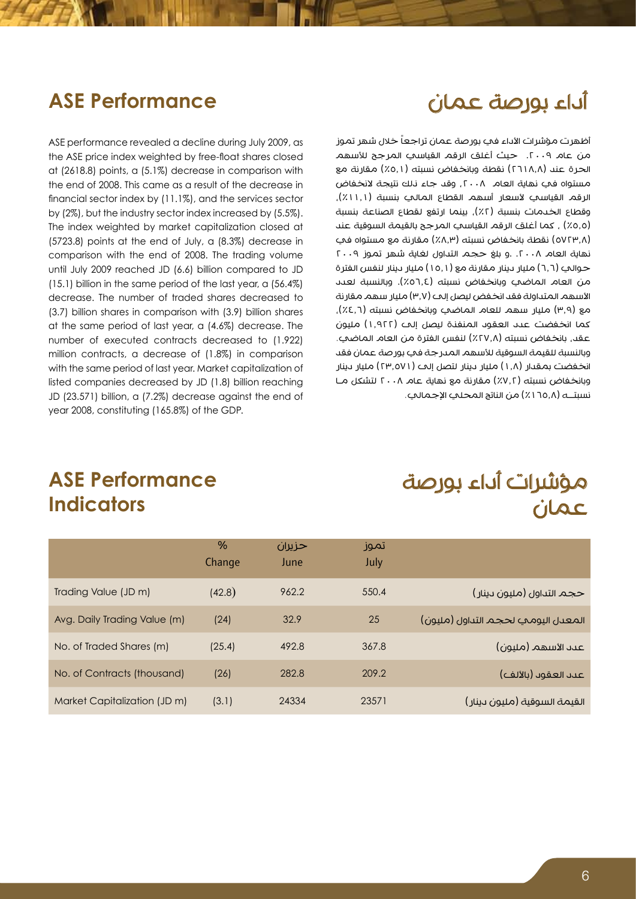## ASE Performance

ASE performance revealed a decline during July 2009, as the ASE price index weighted by free-float shares closed at (2618.8) points, a (5.1%) decrease in comparison with the end of 2008. This came as a result of the decrease in financial sector index by (11.1%), and the services sector by (2%), but the industry sector index increased by (5.5%). The index weighted by market capitalization closed at (5723.8) points at the end of July, a (8.3%) decrease in comparison with the end of 2008. The trading volume until July 2009 reached JD (6.6) billion compared to JD (15.1) billion in the same period of the last year, a (56.4%) decrease. The number of traded shares decreased to (3.7) billion shares in comparison with (3.9) billion shares at the same period of last year, a (4.6%) decrease. The number of executed contracts decreased to (1.922) million contracts, a decrease of (1.8%) in comparison with the same period of last year. Market capitalization of listed companies decreased by JD (1.8) billion reaching JD (23.571) billion, a (7.2%) decrease against the end of year 2008, constituting (165.8%) of the GDP.

## أداء بورصة عمان

أظهرت مؤشرات الاداء في بورصة عمان تراجعاً خلال شهر تموز من عام ٢٠٠٩. حيث أغلق الرقم القياسي المرجح للأسهم الحرة عند (٢٦١٨,٨) نقطة وبانخفاض نسبته (٥,١٪) مقارنة مع مستواه في نهاية العام ٢٠٠٨، وقد جاء ذلك نتيجة لانخفاض الرقم القياسي لأسعار أسهم القطاع المالي بنسبة (١١,١٪)، وقطاع الخدمات بنسبة (٢٪)، بينما ارتفع لقطاع الصناعة بنسبة (٥,٥٪) ، كما أغلق الرقم القياسي المرجح بالقيمة السوقية عند (٥٧٢٣,٨) نقطة بانخفاض نسبته (٨,٣٪) مقارنة مع مستواه في نهاية العام ٢٠٠٨. و بلغ حجم التداول لغاية شهر تموز ٢٠٠٩ حوالي (٦,٦) مليار دينار مقارنة مع (١٥,١) مليار دينار لنفس الفترة من العام الماضي وبانخفاض نسبته (٥٦,٤٪). وبالنسبة لعدد الأسهم المتداولة فقد انخفض ليصل إلى (٣,٧) مليار سهم مقارنة مع (٣,٩) مليار سهم للعام الماضي وبانخفاض نسبته (٤,٦٪)، كما انخفضت عدد العقود المنفذة ليصل إلى (١,٩٢٢) مليون عقد، بانخفاض نسبته (٢٧,٨٪) لنفس الفترة من العام الماضي. وبالنسبة للقيمة السوقية للأسهم المدرجة في بورصة عمان فقد انخفضت بمقدار (١,٨) مليار دينار لتصل إلى (٢٣,٥٧١) مليار دينار وبانخفاض نسبته (٧,٢٪) مقارنة مع نهاية عام ٢٠٠٨ لتشكل ما نسبتـه (١٦٥,٨٪) من الناتج المحلي الإجمالي.

## ASE Performance Indicators

## مؤشرات أداء بورصة عمان

| | % Change | حزيران June | تموز July | |
|---|---|---|---|---|
| Trading Value (JD m) | (42.8) | 962.2 | 550.4 | حجم التداول (مليون دينار) |
| Avg. Daily Trading Value (m) | (24) | 32.9 | 25 | المعدل اليومي لحجم التداول (مليون) |
| No. of Traded Shares (m) | (25.4) | 492.8 | 367.8 | عدد الأسهم (مليون) |
| No. of Contracts (thousand) | (26) | 282.8 | 209.2 | عدد العقود (بالألف) |
| Market Capitalization (JD m) | (3.1) | 24334 | 23571 | القيمة السوقية (مليون دينار) |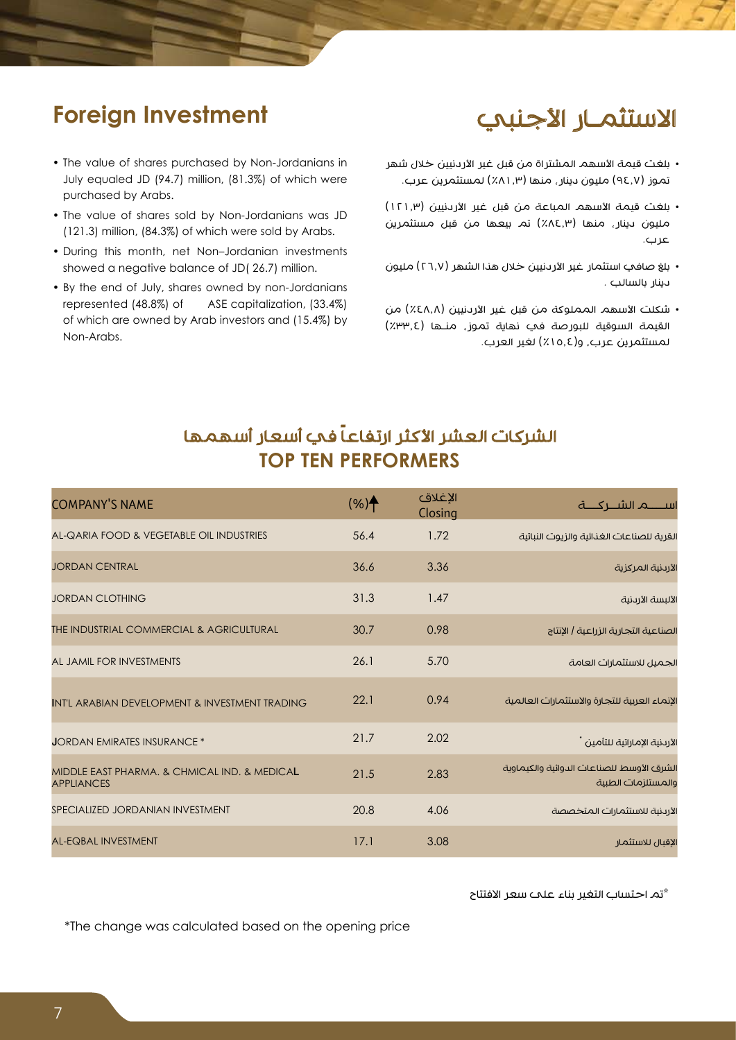## Foreign Investment

- The value of shares purchased by Non-Jordanians in July equaled JD (94.7) million, (81.3%) of which were purchased by Arabs.
- The value of shares sold by Non-Jordanians was JD (121.3) million, (84.3%) of which were sold by Arabs.
- During this month, net Non–Jordanian investments showed a negative balance of JD( 26.7) million.
- By the end of July, shares owned by non-Jordanians represented (48.8%) of ASE capitalization, (33.4%) of which are owned by Arab investors and (15.4%) by Non-Arabs.

## الاستثمـار الأجنبي

- بلغت قيمة الأسهم المشتراة من قبل غير الأردنيين خلال شهر تموز (٩٤,٧) مليون دينار، منها (٨١,٣٪) لمستثمرين عرب.
- بلغت قيمة الأسهم المباعة من قبل غير الأردنيين (١٢١,٣) مليون دينار، منها (٨٤,٣٪) تم بيعها من قبل مستثمرين عرب.
- بلغ صافي استثمار غير الأردنيين خلال هذا الشهر (٢٦,٧) مليون دينار بالسالب .
- شكلت الأسهم المملوكة من قبل غير الأردنيين (٤٨,٨٪) من القيمة السوقية للبورصة في نهاية تموز، منـها (٣٣,٤٪) لمستثمرين عرب، و(١٥,٤٪) لغير العرب.

## الشركات العشر الأكثر ارتفاعاً في أسعار أسهمها
## TOP TEN PERFORMERS

| COMPANY'S NAME | (%)↑ | الإغلاق Closing | اســـم الشــركـــة |
|---|---|---|---|
| AL-QARIA FOOD & VEGETABLE OIL INDUSTRIES | 56.4 | 1.72 | القرية للصناعات الغذائية والزيوت النباتية |
| JORDAN CENTRAL | 36.6 | 3.36 | الأردنية المركزية |
| JORDAN CLOTHING | 31.3 | 1.47 | الألبسة الأردنية |
| THE INDUSTRIAL COMMERCIAL & AGRICULTURAL | 30.7 | 0.98 | الصناعية التجارية الزراعية / الإنتاج |
| AL JAMIL FOR INVESTMENTS | 26.1 | 5.70 | الجميل للاستثمارات العامة |
| INT'L ARABIAN DEVELOPMENT & INVESTMENT TRADING | 22.1 | 0.94 | الإنماء العربية للتجارة والاستثمارات العالمية |
| JORDAN EMIRATES INSURANCE * | 21.7 | 2.02 | الأردنية الإماراتية للتأمين * |
| MIDDLE EAST PHARMA. & CHMICAL IND. & MEDICAL APPLIANCES | 21.5 | 2.83 | الشرق الأوسط للصناعات الدوائية والكيماوية والمستلزمات الطبية |
| SPECIALIZED JORDANIAN INVESTMENT | 20.8 | 4.06 | الأردنية للاستثمارات المتخصصة |
| AL-EQBAL INVESTMENT | 17.1 | 3.08 | الإقبال للاستثمار |

*تم احتساب التغير بناء على سعر الافتتاح

*The change was calculated based on the opening price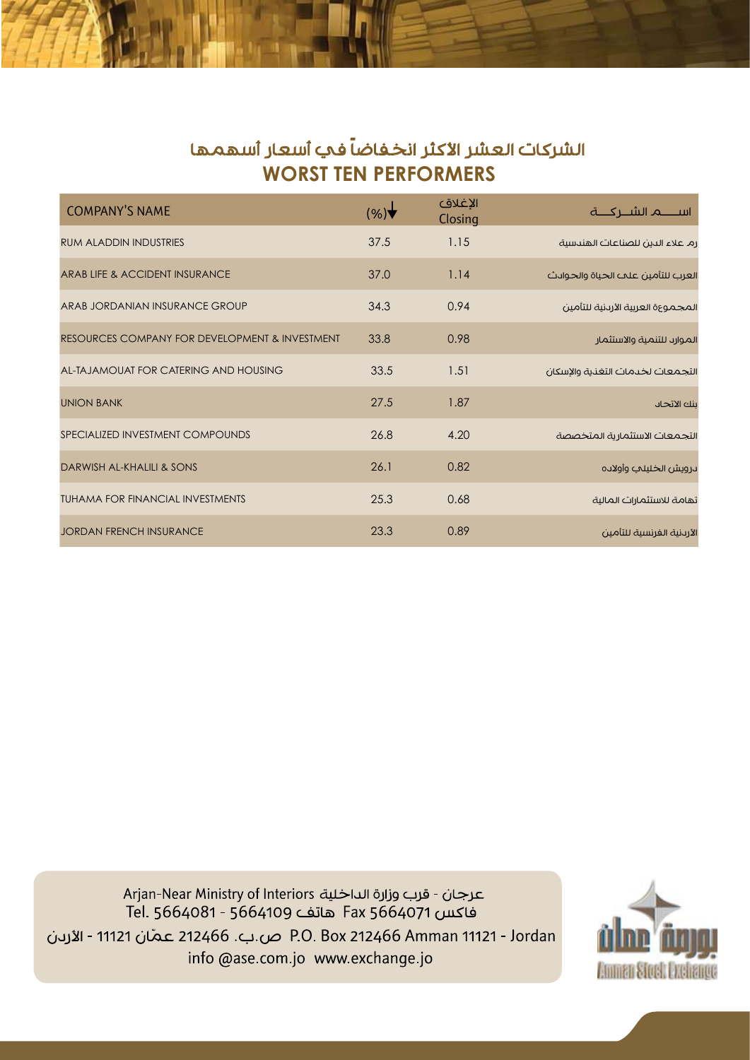## الشركات العشر الأكثر انخفاضاً في أسعار أسهمها
## WORST TEN PERFORMERS

| COMPANY'S NAME | (%)↓ | الإغلاق Closing | اســـم الشـــركـــة |
|---|---|---|---|
| RUM ALADDIN INDUSTRIES | 37.5 | 1.15 | رم علاء الدين للصناعات الهندسية |
| ARAB LIFE & ACCIDENT INSURANCE | 37.0 | 1.14 | العرب للتأمين على الحياة والحوادث |
| ARAB JORDANIAN INSURANCE GROUP | 34.3 | 0.94 | المجموعة العربية الأردنية للتأمين |
| RESOURCES COMPANY FOR DEVELOPMENT & INVESTMENT | 33.8 | 0.98 | الموارد للتنمية والاستثمار |
| AL-TAJAMOUAT FOR CATERING AND HOUSING | 33.5 | 1.51 | التجمعات لخدمات التغذية والإسكان |
| UNION BANK | 27.5 | 1.87 | بنك الاتحاد |
| SPECIALIZED INVESTMENT COMPOUNDS | 26.8 | 4.20 | التجمعات الاستثمارية المتخصصة |
| DARWISH AL-KHALILI & SONS | 26.1 | 0.82 | درويش الخليلي وأولاده |
| TUHAMA FOR FINANCIAL INVESTMENTS | 25.3 | 0.68 | تهامة للاستثمارات المالية |
| JORDAN FRENCH INSURANCE | 23.3 | 0.89 | الأردنية الفرنسية للتأمين |

Arjan-Near Ministry of Interiors عرجان - قرب وزارة الداخلية
Tel. 5664081 - 5664109 هاتف Fax 5664071 فاكس
P.O. Box 212466 Amman 11121 - Jordan ص.ب. 212466 عمّان 11121 - الأردن
info @ase.com.jo www.exchange.jo

بورصة عمان
Amman Stock Exchange